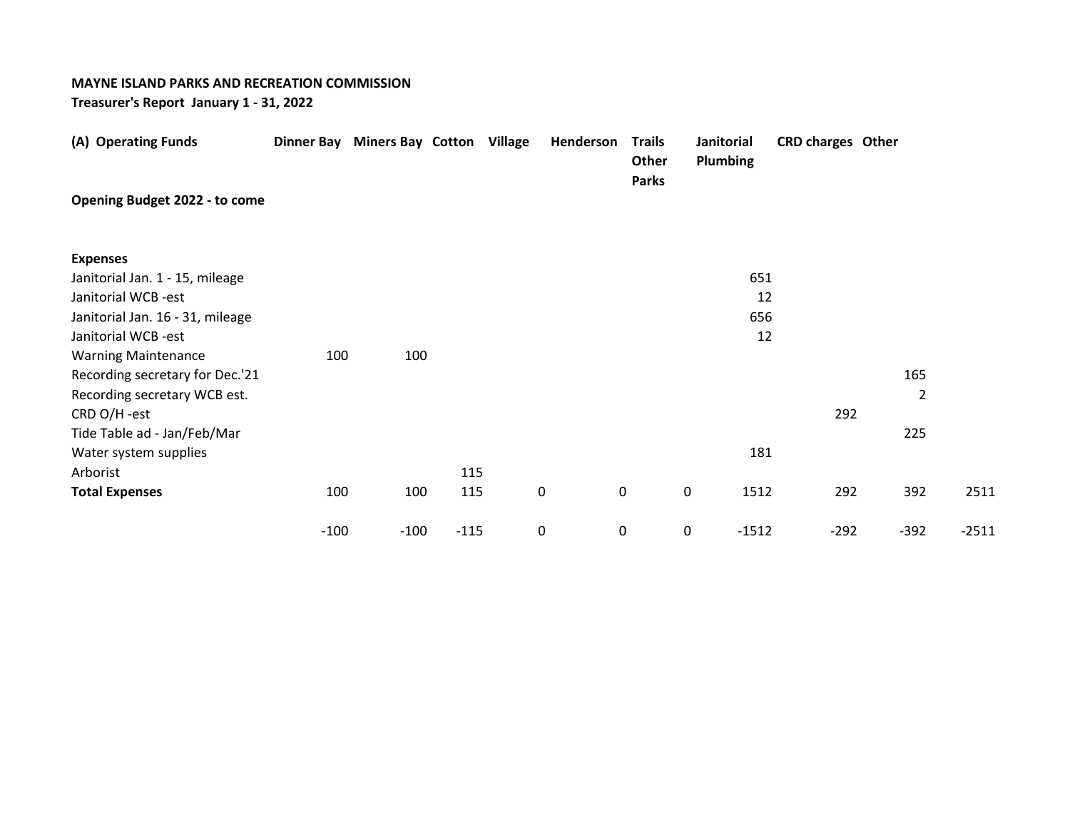**MAYNE ISLAND PARKS AND RECREATION COMMISSION**
**Treasurer's Report January 1 - 31, 2022**

| (A) Operating Funds | Dinner Bay | Miners Bay | Cotton | Village | Henderson | Trails Other Parks | Janitorial Plumbing | CRD charges | Other | |
|---|---|---|---|---|---|---|---|---|---|---|
| **Opening Budget 2022 - to come** | | | | | | | | | | |
| | | | | | | | | | | |
| **Expenses** | | | | | | | | | | |
| Janitorial Jan. 1 - 15, mileage | | | | | | | 651 | | | |
| Janitorial WCB -est | | | | | | | 12 | | | |
| Janitorial Jan. 16 - 31, mileage | | | | | | | 656 | | | |
| Janitorial WCB -est | | | | | | | 12 | | | |
| Warning Maintenance | 100 | 100 | | | | | | | | |
| Recording secretary for Dec.'21 | | | | | | | | | 165 | |
| Recording secretary WCB est. | | | | | | | | | 2 | |
| CRD O/H -est | | | | | | | | 292 | | |
| Tide Table ad - Jan/Feb/Mar | | | | | | | | | 225 | |
| Water system supplies | | | | | | | 181 | | | |
| Arborist | | | 115 | | | | | | | |
| **Total Expenses** | 100 | 100 | 115 | 0 | 0 | 0 | 1512 | 292 | 392 | 2511 |
| | -100 | -100 | -115 | 0 | 0 | 0 | -1512 | -292 | -392 | -2511 |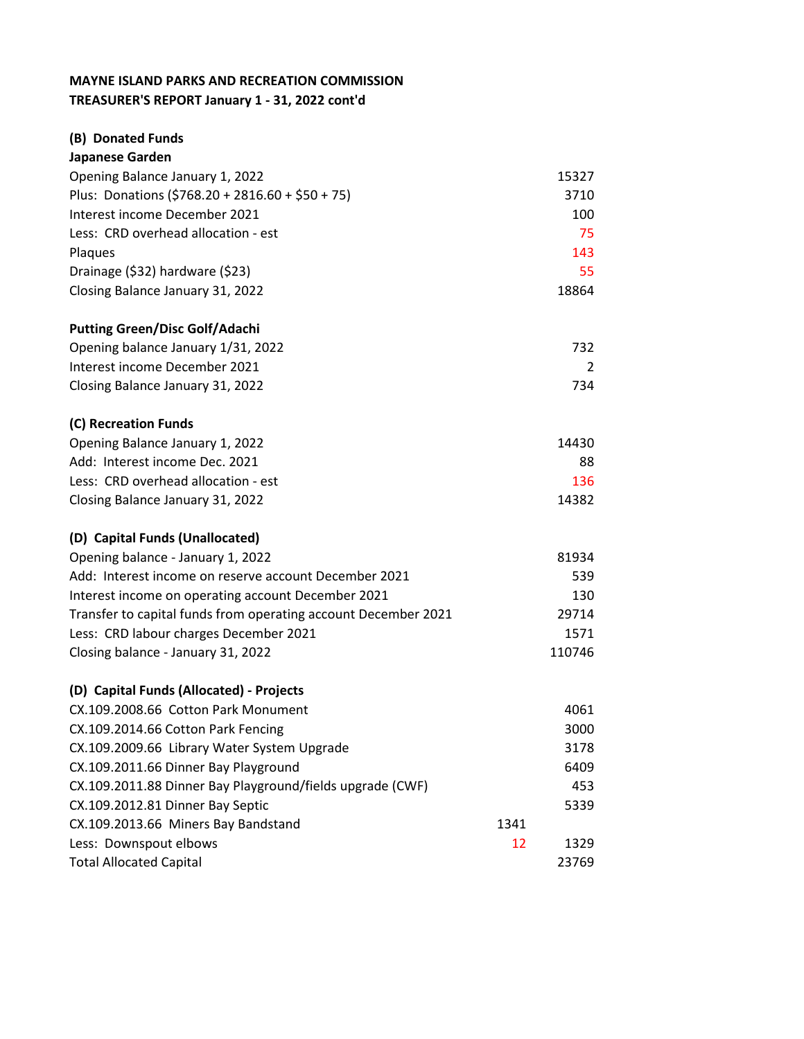**MAYNE ISLAND PARKS AND RECREATION COMMISSION**
**TREASURER'S REPORT January 1 - 31, 2022 cont'd**

**(B) Donated Funds**

**Japanese Garden**

| | | |
|---|---|---|
| Opening Balance January 1, 2022 | | 15327 |
| Plus: Donations ($768.20 + 2816.60 + $50 + 75) | | 3710 |
| Interest income December 2021 | | 100 |
| Less: CRD overhead allocation - est | | 75 |
| Plaques | | 143 |
| Drainage ($32) hardware ($23) | | 55 |
| Closing Balance January 31, 2022 | | 18864 |

**Putting Green/Disc Golf/Adachi**

| | | |
|---|---|---|
| Opening balance January 1/31, 2022 | | 732 |
| Interest income December 2021 | | 2 |
| Closing Balance January 31, 2022 | | 734 |

**(C) Recreation Funds**

| | | |
|---|---|---|
| Opening Balance January 1, 2022 | | 14430 |
| Add: Interest income Dec. 2021 | | 88 |
| Less: CRD overhead allocation - est | | 136 |
| Closing Balance January 31, 2022 | | 14382 |

**(D) Capital Funds (Unallocated)**

| | | |
|---|---|---|
| Opening balance - January 1, 2022 | | 81934 |
| Add: Interest income on reserve account December 2021 | | 539 |
| Interest income on operating account December 2021 | | 130 |
| Transfer to capital funds from operating account December 2021 | | 29714 |
| Less: CRD labour charges December 2021 | | 1571 |
| Closing balance - January 31, 2022 | | 110746 |

**(D) Capital Funds (Allocated) - Projects**

| | | |
|---|---|---|
| CX.109.2008.66 Cotton Park Monument | | 4061 |
| CX.109.2014.66 Cotton Park Fencing | | 3000 |
| CX.109.2009.66 Library Water System Upgrade | | 3178 |
| CX.109.2011.66 Dinner Bay Playground | | 6409 |
| CX.109.2011.88 Dinner Bay Playground/fields upgrade (CWF) | | 453 |
| CX.109.2012.81 Dinner Bay Septic | | 5339 |
| CX.109.2013.66 Miners Bay Bandstand | 1341 | |
| Less: Downspout elbows | 12 | 1329 |
| Total Allocated Capital | | 23769 |